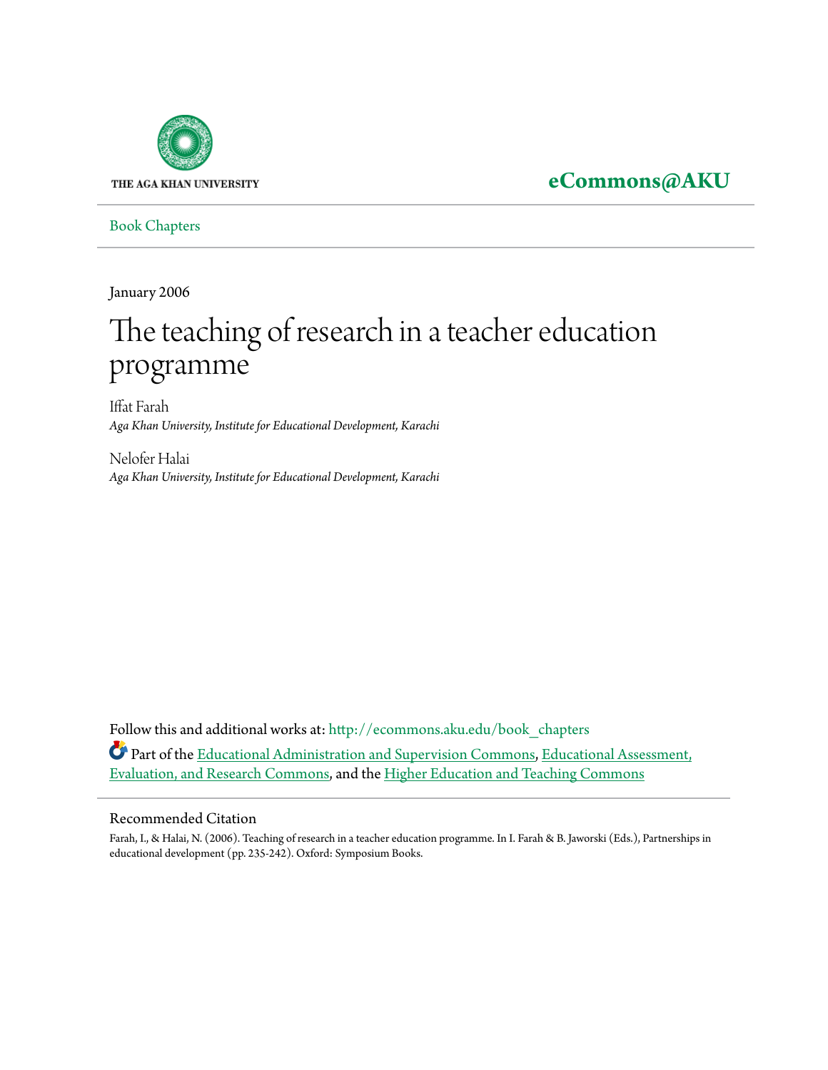THE AGA KHAN UNIVERSITY

**eCommons@AKU**

Book Chapters

January 2006

# The teaching of research in a teacher education programme

Iffat Farah
*Aga Khan University, Institute for Educational Development, Karachi*

Nelofer Halai
*Aga Khan University, Institute for Educational Development, Karachi*

Follow this and additional works at: http://ecommons.aku.edu/book_chapters

Part of the Educational Administration and Supervision Commons, Educational Assessment, Evaluation, and Research Commons, and the Higher Education and Teaching Commons

## Recommended Citation

Farah, I., & Halai, N. (2006). Teaching of research in a teacher education programme. In I. Farah & B. Jaworski (Eds.), Partnerships in educational development (pp. 235-242). Oxford: Symposium Books.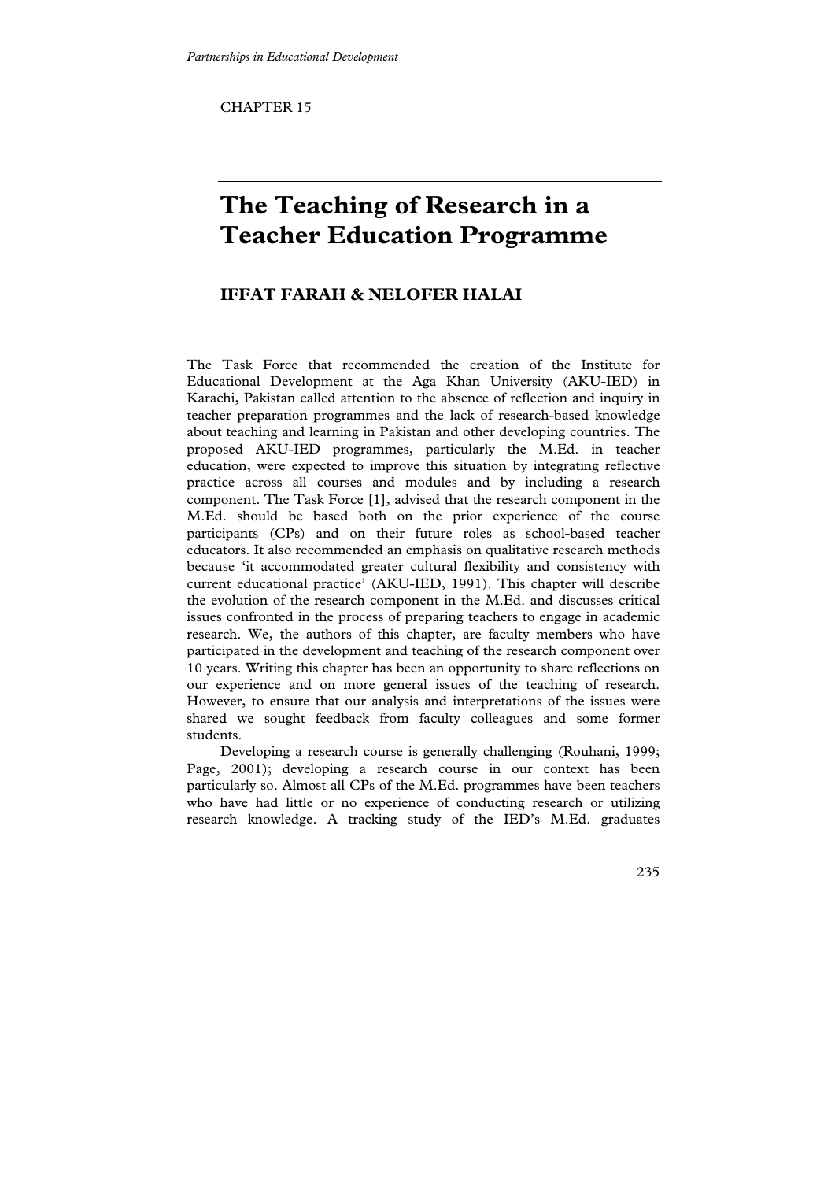CHAPTER 15

# The Teaching of Research in a Teacher Education Programme

## IFFAT FARAH & NELOFER HALAI

The Task Force that recommended the creation of the Institute for Educational Development at the Aga Khan University (AKU-IED) in Karachi, Pakistan called attention to the absence of reflection and inquiry in teacher preparation programmes and the lack of research-based knowledge about teaching and learning in Pakistan and other developing countries. The proposed AKU-IED programmes, particularly the M.Ed. in teacher education, were expected to improve this situation by integrating reflective practice across all courses and modules and by including a research component. The Task Force [1], advised that the research component in the M.Ed. should be based both on the prior experience of the course participants (CPs) and on their future roles as school-based teacher educators. It also recommended an emphasis on qualitative research methods because 'it accommodated greater cultural flexibility and consistency with current educational practice' (AKU-IED, 1991). This chapter will describe the evolution of the research component in the M.Ed. and discusses critical issues confronted in the process of preparing teachers to engage in academic research. We, the authors of this chapter, are faculty members who have participated in the development and teaching of the research component over 10 years. Writing this chapter has been an opportunity to share reflections on our experience and on more general issues of the teaching of research. However, to ensure that our analysis and interpretations of the issues were shared we sought feedback from faculty colleagues and some former students.

Developing a research course is generally challenging (Rouhani, 1999; Page, 2001); developing a research course in our context has been particularly so. Almost all CPs of the M.Ed. programmes have been teachers who have had little or no experience of conducting research or utilizing research knowledge. A tracking study of the IED's M.Ed. graduates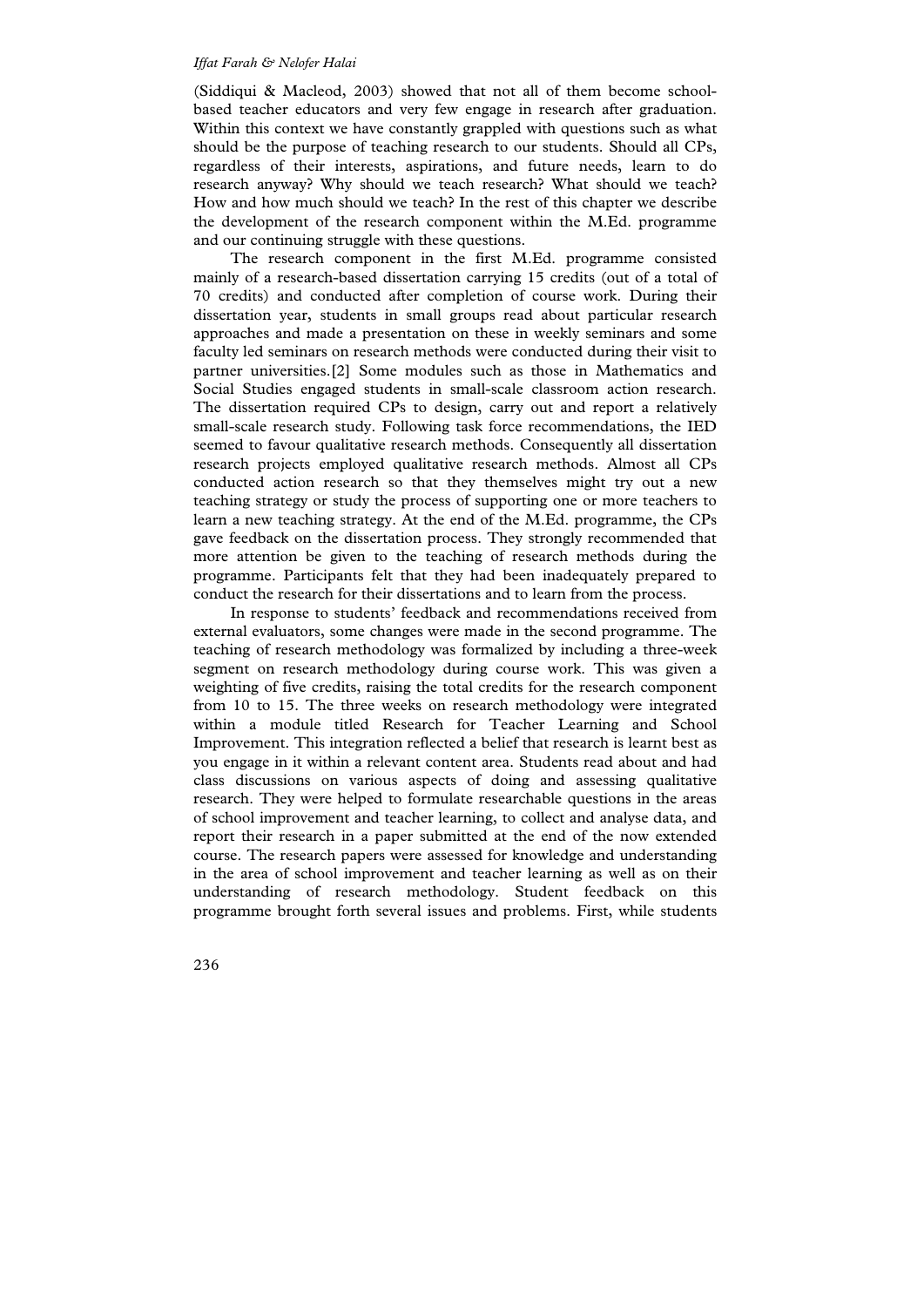(Siddiqui & Macleod, 2003) showed that not all of them become school-based teacher educators and very few engage in research after graduation. Within this context we have constantly grappled with questions such as what should be the purpose of teaching research to our students. Should all CPs, regardless of their interests, aspirations, and future needs, learn to do research anyway? Why should we teach research? What should we teach? How and how much should we teach? In the rest of this chapter we describe the development of the research component within the M.Ed. programme and our continuing struggle with these questions.

The research component in the first M.Ed. programme consisted mainly of a research-based dissertation carrying 15 credits (out of a total of 70 credits) and conducted after completion of course work. During their dissertation year, students in small groups read about particular research approaches and made a presentation on these in weekly seminars and some faculty led seminars on research methods were conducted during their visit to partner universities.[2] Some modules such as those in Mathematics and Social Studies engaged students in small-scale classroom action research. The dissertation required CPs to design, carry out and report a relatively small-scale research study. Following task force recommendations, the IED seemed to favour qualitative research methods. Consequently all dissertation research projects employed qualitative research methods. Almost all CPs conducted action research so that they themselves might try out a new teaching strategy or study the process of supporting one or more teachers to learn a new teaching strategy. At the end of the M.Ed. programme, the CPs gave feedback on the dissertation process. They strongly recommended that more attention be given to the teaching of research methods during the programme. Participants felt that they had been inadequately prepared to conduct the research for their dissertations and to learn from the process.

In response to students' feedback and recommendations received from external evaluators, some changes were made in the second programme. The teaching of research methodology was formalized by including a three-week segment on research methodology during course work. This was given a weighting of five credits, raising the total credits for the research component from 10 to 15. The three weeks on research methodology were integrated within a module titled Research for Teacher Learning and School Improvement. This integration reflected a belief that research is learnt best as you engage in it within a relevant content area. Students read about and had class discussions on various aspects of doing and assessing qualitative research. They were helped to formulate researchable questions in the areas of school improvement and teacher learning, to collect and analyse data, and report their research in a paper submitted at the end of the now extended course. The research papers were assessed for knowledge and understanding in the area of school improvement and teacher learning as well as on their understanding of research methodology. Student feedback on this programme brought forth several issues and problems. First, while students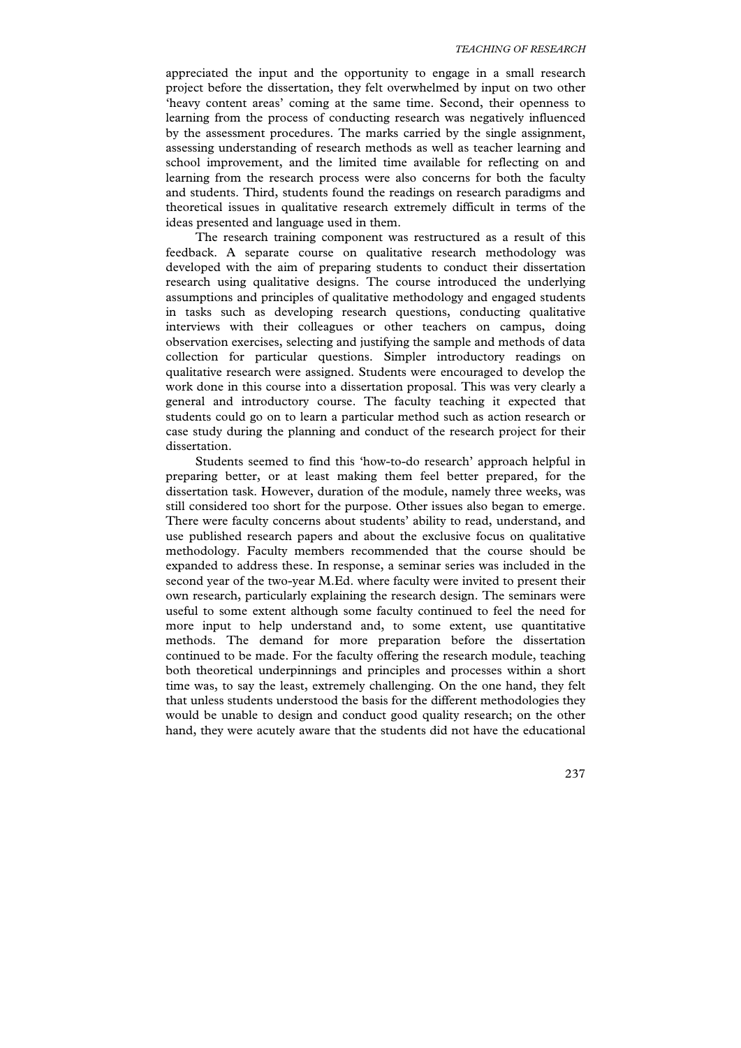appreciated the input and the opportunity to engage in a small research project before the dissertation, they felt overwhelmed by input on two other 'heavy content areas' coming at the same time. Second, their openness to learning from the process of conducting research was negatively influenced by the assessment procedures. The marks carried by the single assignment, assessing understanding of research methods as well as teacher learning and school improvement, and the limited time available for reflecting on and learning from the research process were also concerns for both the faculty and students. Third, students found the readings on research paradigms and theoretical issues in qualitative research extremely difficult in terms of the ideas presented and language used in them.

The research training component was restructured as a result of this feedback. A separate course on qualitative research methodology was developed with the aim of preparing students to conduct their dissertation research using qualitative designs. The course introduced the underlying assumptions and principles of qualitative methodology and engaged students in tasks such as developing research questions, conducting qualitative interviews with their colleagues or other teachers on campus, doing observation exercises, selecting and justifying the sample and methods of data collection for particular questions. Simpler introductory readings on qualitative research were assigned. Students were encouraged to develop the work done in this course into a dissertation proposal. This was very clearly a general and introductory course. The faculty teaching it expected that students could go on to learn a particular method such as action research or case study during the planning and conduct of the research project for their dissertation.

Students seemed to find this 'how-to-do research' approach helpful in preparing better, or at least making them feel better prepared, for the dissertation task. However, duration of the module, namely three weeks, was still considered too short for the purpose. Other issues also began to emerge. There were faculty concerns about students' ability to read, understand, and use published research papers and about the exclusive focus on qualitative methodology. Faculty members recommended that the course should be expanded to address these. In response, a seminar series was included in the second year of the two-year M.Ed. where faculty were invited to present their own research, particularly explaining the research design. The seminars were useful to some extent although some faculty continued to feel the need for more input to help understand and, to some extent, use quantitative methods. The demand for more preparation before the dissertation continued to be made. For the faculty offering the research module, teaching both theoretical underpinnings and principles and processes within a short time was, to say the least, extremely challenging. On the one hand, they felt that unless students understood the basis for the different methodologies they would be unable to design and conduct good quality research; on the other hand, they were acutely aware that the students did not have the educational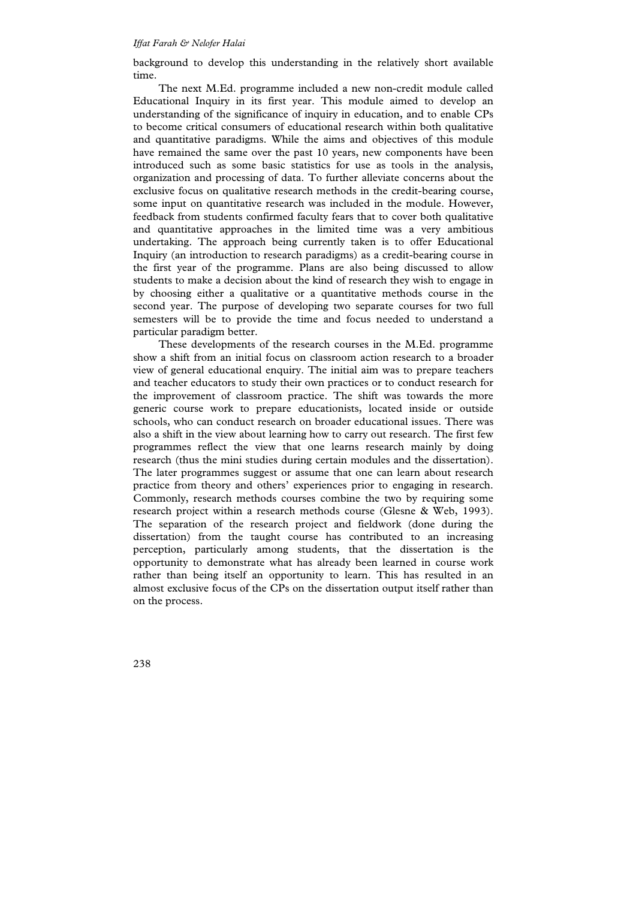background to develop this understanding in the relatively short available time.

The next M.Ed. programme included a new non-credit module called Educational Inquiry in its first year. This module aimed to develop an understanding of the significance of inquiry in education, and to enable CPs to become critical consumers of educational research within both qualitative and quantitative paradigms. While the aims and objectives of this module have remained the same over the past 10 years, new components have been introduced such as some basic statistics for use as tools in the analysis, organization and processing of data. To further alleviate concerns about the exclusive focus on qualitative research methods in the credit-bearing course, some input on quantitative research was included in the module. However, feedback from students confirmed faculty fears that to cover both qualitative and quantitative approaches in the limited time was a very ambitious undertaking. The approach being currently taken is to offer Educational Inquiry (an introduction to research paradigms) as a credit-bearing course in the first year of the programme. Plans are also being discussed to allow students to make a decision about the kind of research they wish to engage in by choosing either a qualitative or a quantitative methods course in the second year. The purpose of developing two separate courses for two full semesters will be to provide the time and focus needed to understand a particular paradigm better.

These developments of the research courses in the M.Ed. programme show a shift from an initial focus on classroom action research to a broader view of general educational enquiry. The initial aim was to prepare teachers and teacher educators to study their own practices or to conduct research for the improvement of classroom practice. The shift was towards the more generic course work to prepare educationists, located inside or outside schools, who can conduct research on broader educational issues. There was also a shift in the view about learning how to carry out research. The first few programmes reflect the view that one learns research mainly by doing research (thus the mini studies during certain modules and the dissertation). The later programmes suggest or assume that one can learn about research practice from theory and others' experiences prior to engaging in research. Commonly, research methods courses combine the two by requiring some research project within a research methods course (Glesne & Web, 1993). The separation of the research project and fieldwork (done during the dissertation) from the taught course has contributed to an increasing perception, particularly among students, that the dissertation is the opportunity to demonstrate what has already been learned in course work rather than being itself an opportunity to learn. This has resulted in an almost exclusive focus of the CPs on the dissertation output itself rather than on the process.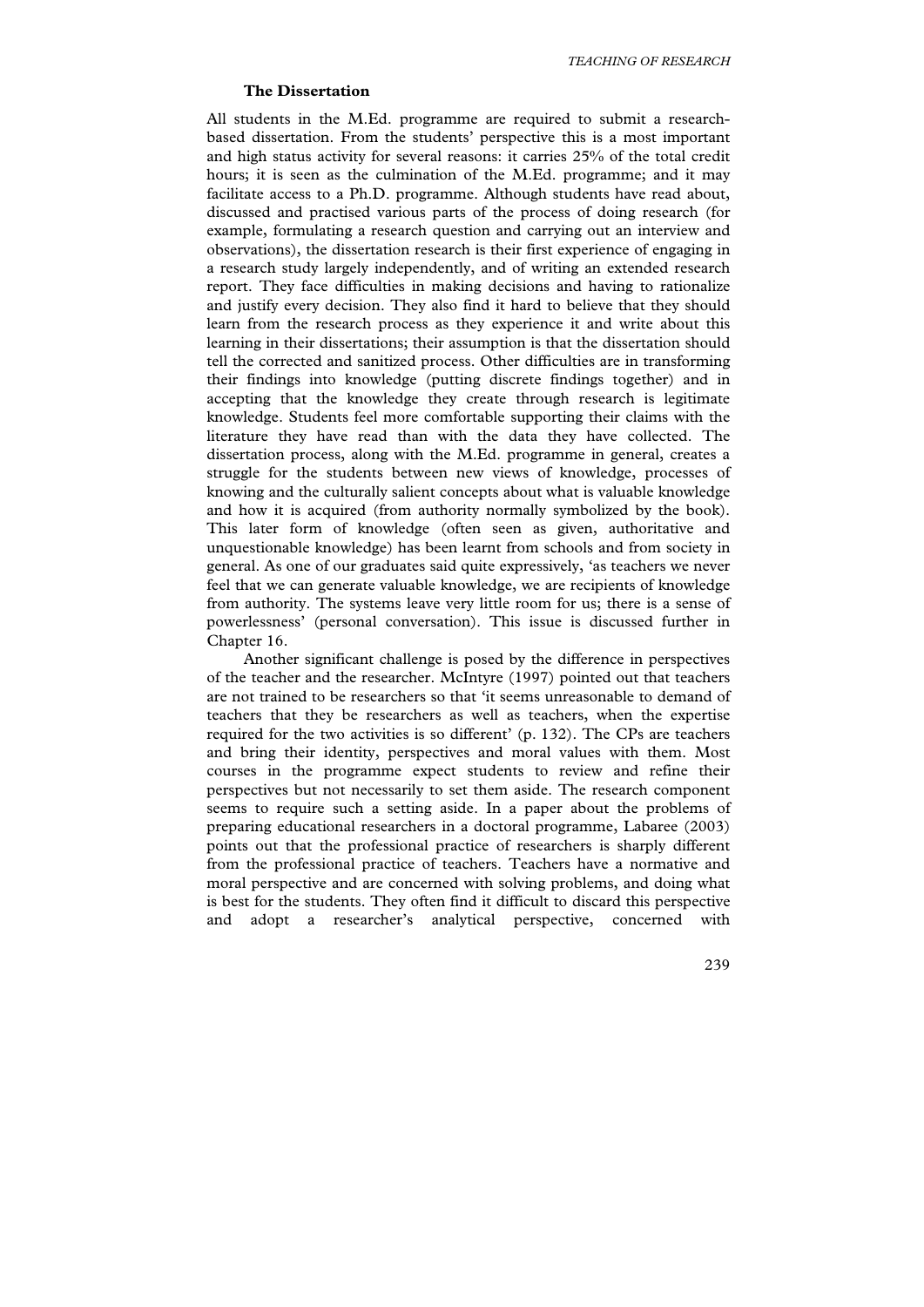### The Dissertation

All students in the M.Ed. programme are required to submit a research-based dissertation. From the students' perspective this is a most important and high status activity for several reasons: it carries 25% of the total credit hours; it is seen as the culmination of the M.Ed. programme; and it may facilitate access to a Ph.D. programme. Although students have read about, discussed and practised various parts of the process of doing research (for example, formulating a research question and carrying out an interview and observations), the dissertation research is their first experience of engaging in a research study largely independently, and of writing an extended research report. They face difficulties in making decisions and having to rationalize and justify every decision. They also find it hard to believe that they should learn from the research process as they experience it and write about this learning in their dissertations; their assumption is that the dissertation should tell the corrected and sanitized process. Other difficulties are in transforming their findings into knowledge (putting discrete findings together) and in accepting that the knowledge they create through research is legitimate knowledge. Students feel more comfortable supporting their claims with the literature they have read than with the data they have collected. The dissertation process, along with the M.Ed. programme in general, creates a struggle for the students between new views of knowledge, processes of knowing and the culturally salient concepts about what is valuable knowledge and how it is acquired (from authority normally symbolized by the book). This later form of knowledge (often seen as given, authoritative and unquestionable knowledge) has been learnt from schools and from society in general. As one of our graduates said quite expressively, 'as teachers we never feel that we can generate valuable knowledge, we are recipients of knowledge from authority. The systems leave very little room for us; there is a sense of powerlessness' (personal conversation). This issue is discussed further in Chapter 16.

Another significant challenge is posed by the difference in perspectives of the teacher and the researcher. McIntyre (1997) pointed out that teachers are not trained to be researchers so that 'it seems unreasonable to demand of teachers that they be researchers as well as teachers, when the expertise required for the two activities is so different' (p. 132). The CPs are teachers and bring their identity, perspectives and moral values with them. Most courses in the programme expect students to review and refine their perspectives but not necessarily to set them aside. The research component seems to require such a setting aside. In a paper about the problems of preparing educational researchers in a doctoral programme, Labaree (2003) points out that the professional practice of researchers is sharply different from the professional practice of teachers. Teachers have a normative and moral perspective and are concerned with solving problems, and doing what is best for the students. They often find it difficult to discard this perspective and adopt a researcher's analytical perspective, concerned with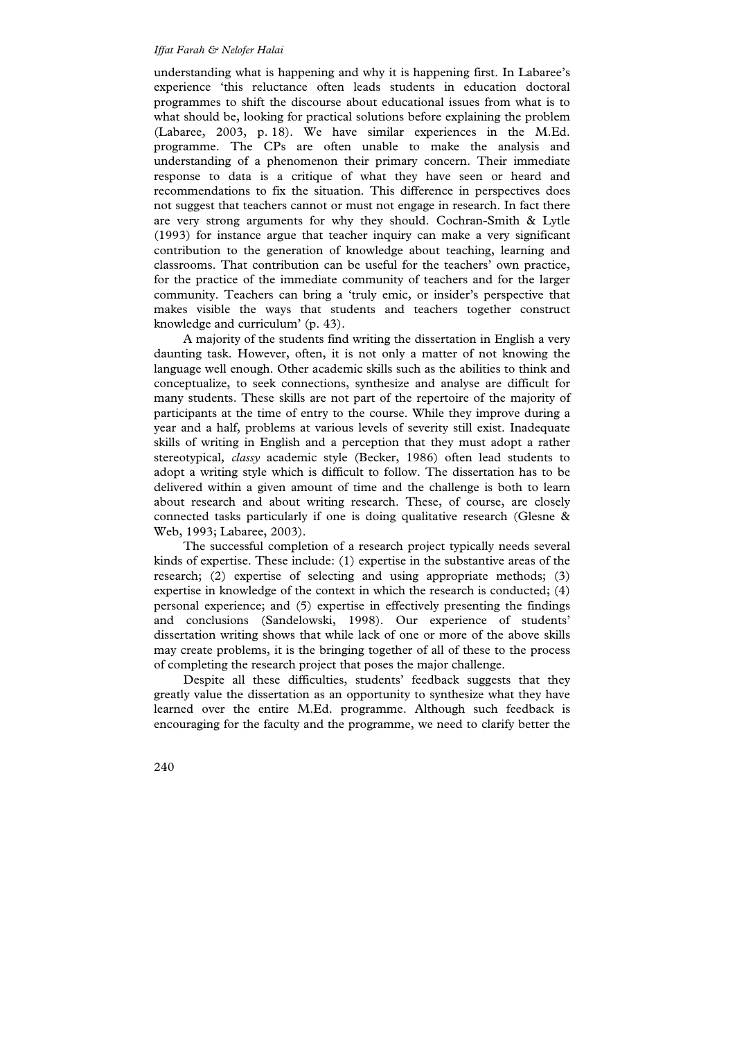understanding what is happening and why it is happening first. In Labaree's experience 'this reluctance often leads students in education doctoral programmes to shift the discourse about educational issues from what is to what should be, looking for practical solutions before explaining the problem (Labaree, 2003, p. 18). We have similar experiences in the M.Ed. programme. The CPs are often unable to make the analysis and understanding of a phenomenon their primary concern. Their immediate response to data is a critique of what they have seen or heard and recommendations to fix the situation. This difference in perspectives does not suggest that teachers cannot or must not engage in research. In fact there are very strong arguments for why they should. Cochran-Smith & Lytle (1993) for instance argue that teacher inquiry can make a very significant contribution to the generation of knowledge about teaching, learning and classrooms. That contribution can be useful for the teachers' own practice, for the practice of the immediate community of teachers and for the larger community. Teachers can bring a 'truly emic, or insider's perspective that makes visible the ways that students and teachers together construct knowledge and curriculum' (p. 43).

A majority of the students find writing the dissertation in English a very daunting task. However, often, it is not only a matter of not knowing the language well enough. Other academic skills such as the abilities to think and conceptualize, to seek connections, synthesize and analyse are difficult for many students. These skills are not part of the repertoire of the majority of participants at the time of entry to the course. While they improve during a year and a half, problems at various levels of severity still exist. Inadequate skills of writing in English and a perception that they must adopt a rather stereotypical, *classy* academic style (Becker, 1986) often lead students to adopt a writing style which is difficult to follow. The dissertation has to be delivered within a given amount of time and the challenge is both to learn about research and about writing research. These, of course, are closely connected tasks particularly if one is doing qualitative research (Glesne & Web, 1993; Labaree, 2003).

The successful completion of a research project typically needs several kinds of expertise. These include: (1) expertise in the substantive areas of the research; (2) expertise of selecting and using appropriate methods; (3) expertise in knowledge of the context in which the research is conducted; (4) personal experience; and (5) expertise in effectively presenting the findings and conclusions (Sandelowski, 1998). Our experience of students' dissertation writing shows that while lack of one or more of the above skills may create problems, it is the bringing together of all of these to the process of completing the research project that poses the major challenge.

Despite all these difficulties, students' feedback suggests that they greatly value the dissertation as an opportunity to synthesize what they have learned over the entire M.Ed. programme. Although such feedback is encouraging for the faculty and the programme, we need to clarify better the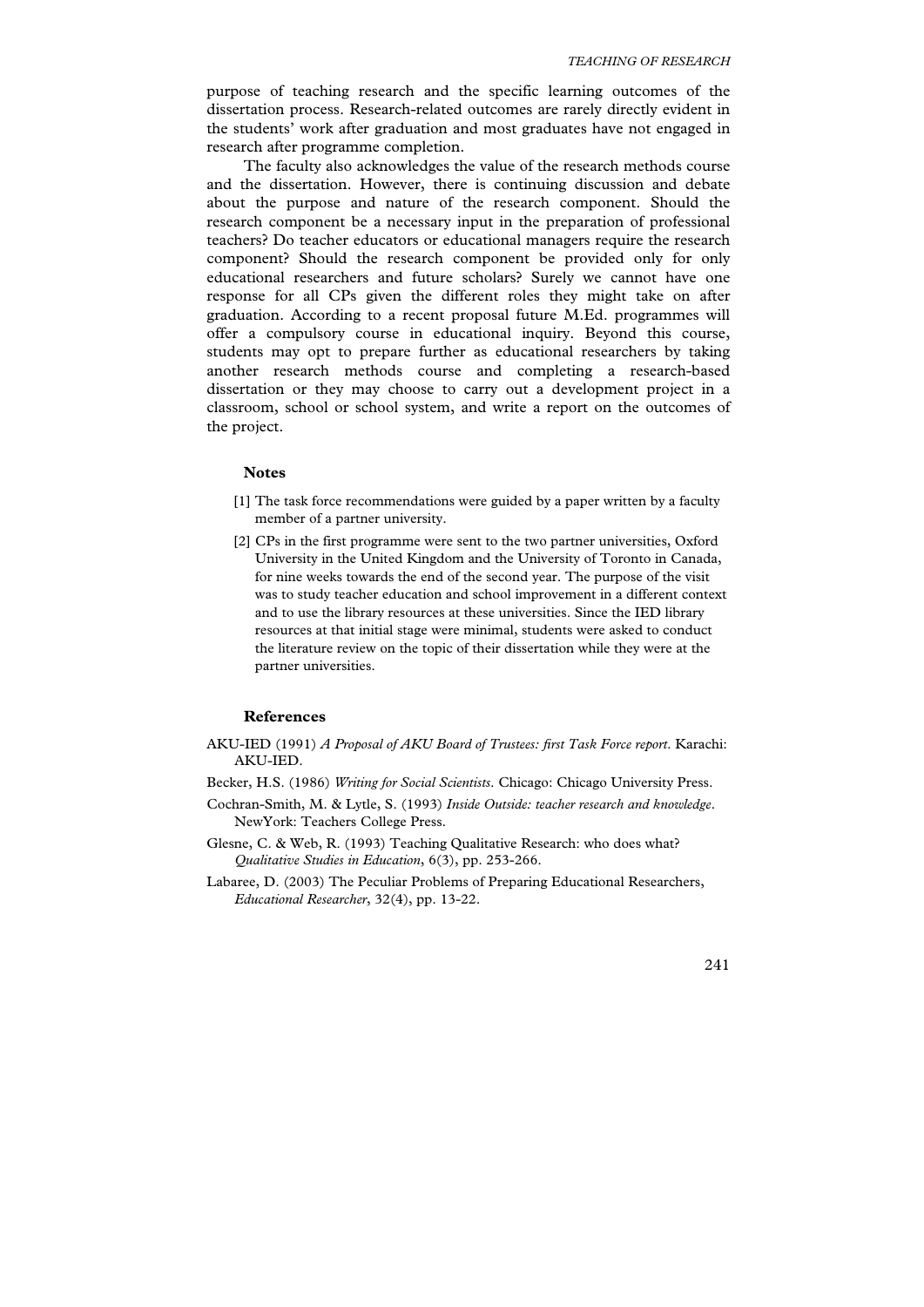purpose of teaching research and the specific learning outcomes of the dissertation process. Research-related outcomes are rarely directly evident in the students' work after graduation and most graduates have not engaged in research after programme completion.

The faculty also acknowledges the value of the research methods course and the dissertation. However, there is continuing discussion and debate about the purpose and nature of the research component. Should the research component be a necessary input in the preparation of professional teachers? Do teacher educators or educational managers require the research component? Should the research component be provided only for only educational researchers and future scholars? Surely we cannot have one response for all CPs given the different roles they might take on after graduation. According to a recent proposal future M.Ed. programmes will offer a compulsory course in educational inquiry. Beyond this course, students may opt to prepare further as educational researchers by taking another research methods course and completing a research-based dissertation or they may choose to carry out a development project in a classroom, school or school system, and write a report on the outcomes of the project.

## Notes

[1] The task force recommendations were guided by a paper written by a faculty member of a partner university.

[2] CPs in the first programme were sent to the two partner universities, Oxford University in the United Kingdom and the University of Toronto in Canada, for nine weeks towards the end of the second year. The purpose of the visit was to study teacher education and school improvement in a different context and to use the library resources at these universities. Since the IED library resources at that initial stage were minimal, students were asked to conduct the literature review on the topic of their dissertation while they were at the partner universities.

## References

AKU-IED (1991) *A Proposal of AKU Board of Trustees: first Task Force report*. Karachi: AKU-IED.

Becker, H.S. (1986) *Writing for Social Scientists*. Chicago: Chicago University Press.

Cochran-Smith, M. & Lytle, S. (1993) *Inside Outside: teacher research and knowledge*. NewYork: Teachers College Press.

Glesne, C. & Web, R. (1993) Teaching Qualitative Research: who does what? *Qualitative Studies in Education*, 6(3), pp. 253-266.

Labaree, D. (2003) The Peculiar Problems of Preparing Educational Researchers, *Educational Researcher*, 32(4), pp. 13-22.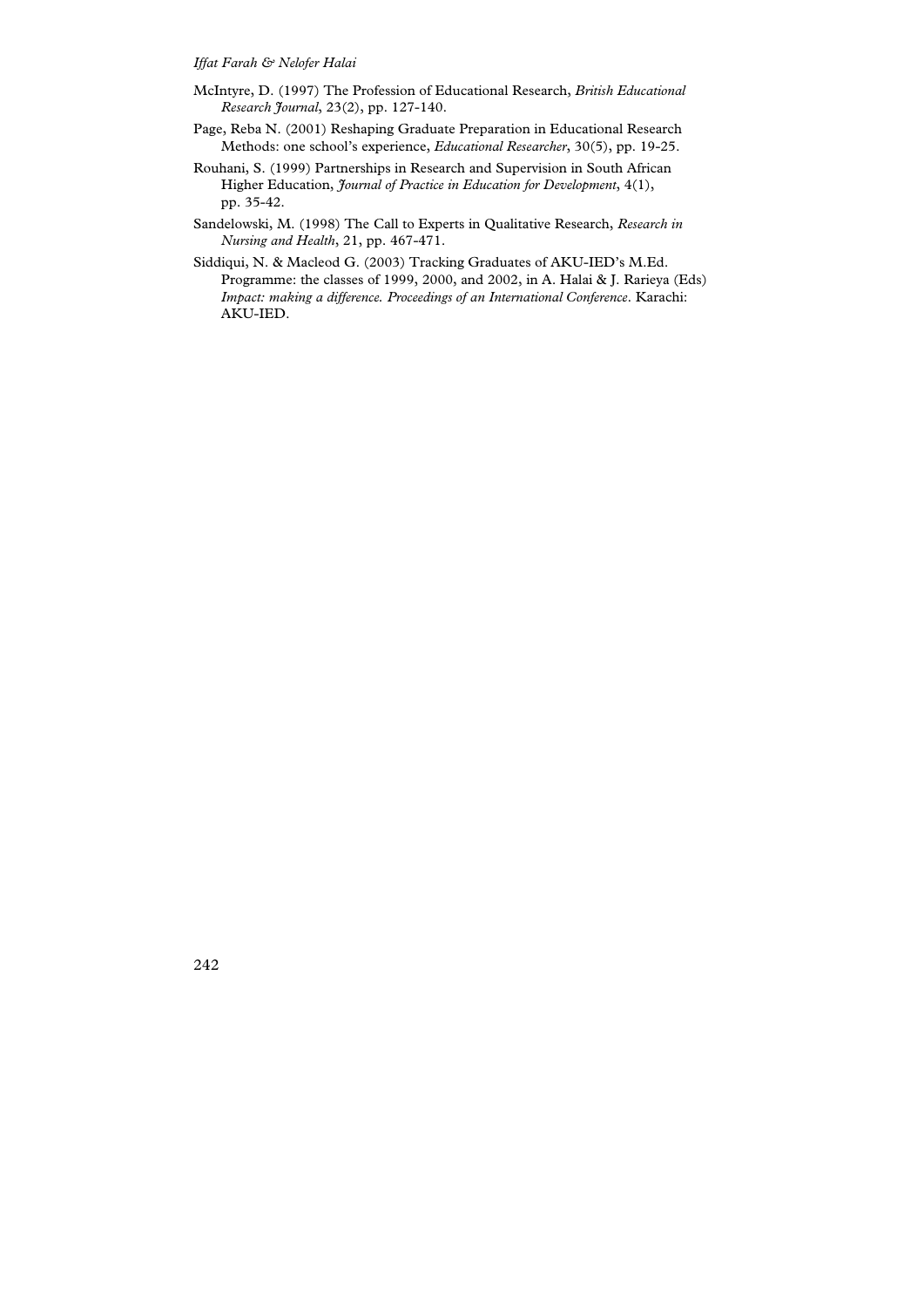McIntyre, D. (1997) The Profession of Educational Research, *British Educational Research Journal*, 23(2), pp. 127-140.

Page, Reba N. (2001) Reshaping Graduate Preparation in Educational Research Methods: one school's experience, *Educational Researcher*, 30(5), pp. 19-25.

Rouhani, S. (1999) Partnerships in Research and Supervision in South African Higher Education, *Journal of Practice in Education for Development*, 4(1), pp. 35-42.

Sandelowski, M. (1998) The Call to Experts in Qualitative Research, *Research in Nursing and Health*, 21, pp. 467-471.

Siddiqui, N. & Macleod G. (2003) Tracking Graduates of AKU-IED's M.Ed. Programme: the classes of 1999, 2000, and 2002, in A. Halai & J. Rarieya (Eds) *Impact: making a difference. Proceedings of an International Conference*. Karachi: AKU-IED.